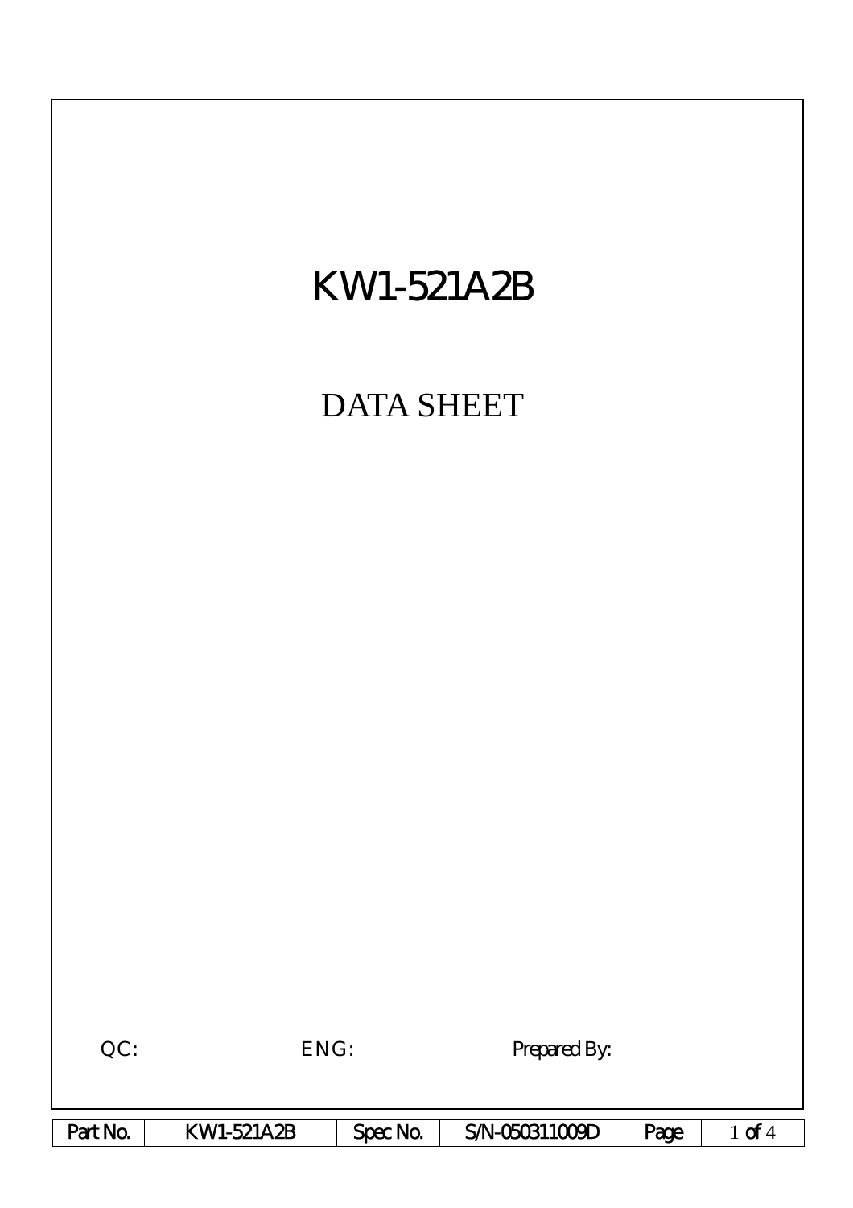# KW1-521A2B

## DATA SHEET

QC: ENG: Prepared By:

| Part No. | KW1-521A2B | Spec No. | S/N-050311009D |
|---|---|---|---|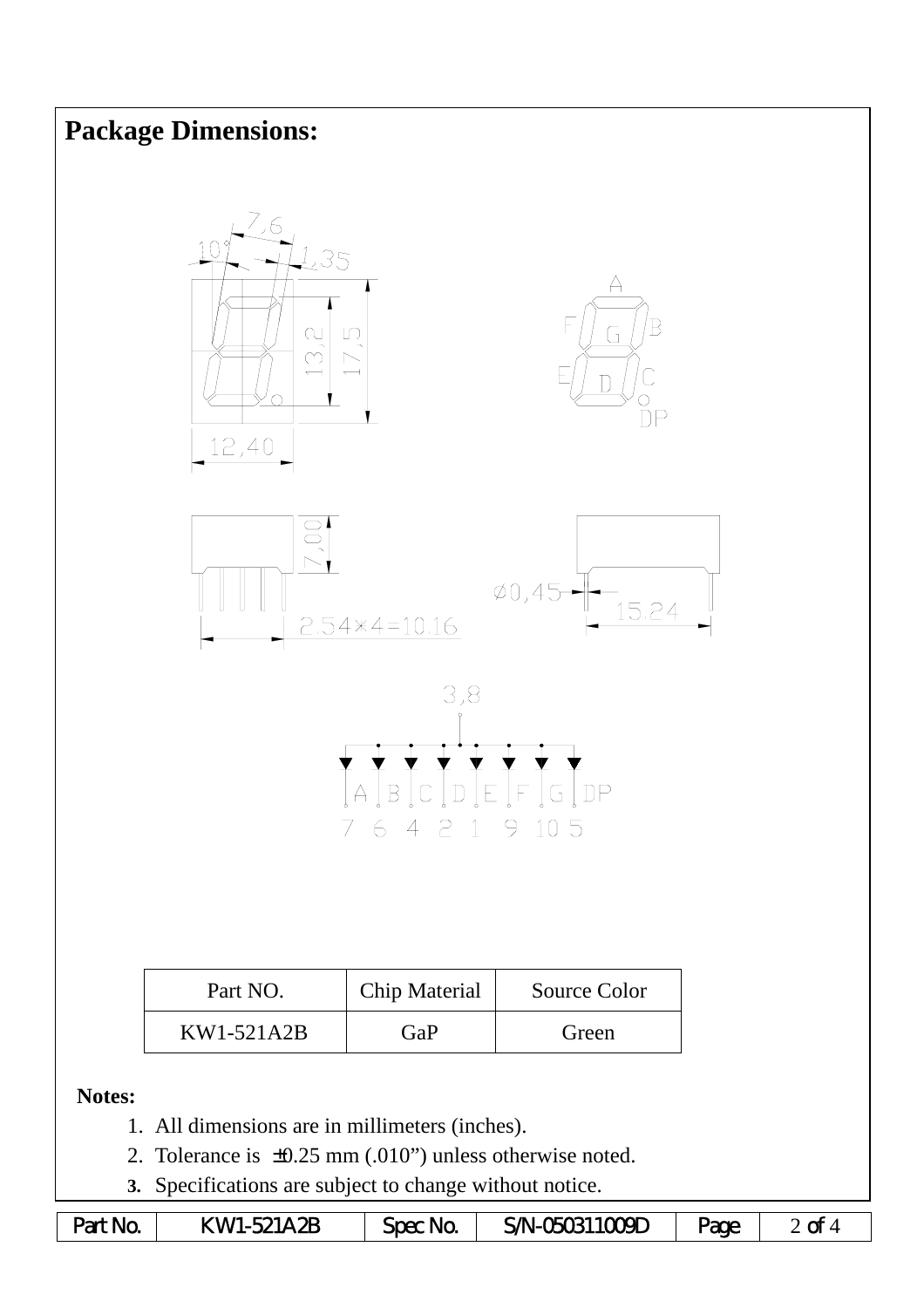## Package Dimensions:

| Part NO. | Chip Material | Source Color |
|---|---|---|
| KW1-521A2B | GaP | Green |

**Notes:**

1. All dimensions are in millimeters (inches).
2. Tolerance is ±0.25 mm (.010") unless otherwise noted.
3. Specifications are subject to change without notice.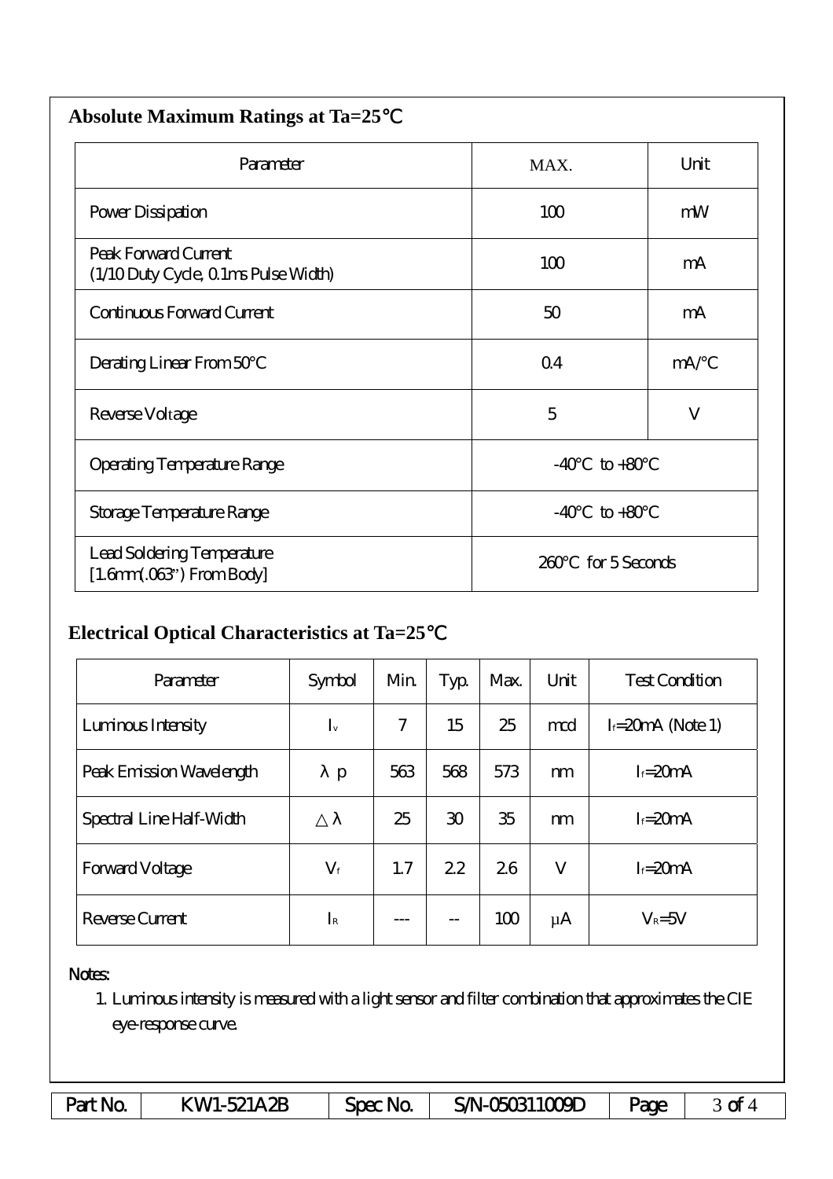## Absolute Maximum Ratings at Ta=25℃

| Parameter | MAX. | Unit |
|---|---|---|
| Power Dissipation | 100 | mW |
| Peak Forward Current<br>(1/10 Duty Cycle, 0.1ms Pulse Width) | 100 | mA |
| Continuous Forward Current | 50 | mA |
| Derating Linear From 50°C | 0.4 | mA/°C |
| Reverse Voltage | 5 | V |
| Operating Temperature Range | -40°C to +80°C | |
| Storage Temperature Range | -40°C to +80°C | |
| Lead Soldering Temperature<br>[1.6mm(.063") From Body] | 260°C for 5 Seconds | |

## Electrical Optical Characteristics at Ta=25℃

| Parameter | Symbol | Min. | Typ. | Max. | Unit | Test Condition |
|---|---|---|---|---|---|---|
| Luminous Intensity | $I_v$ | 7 | 15 | 25 | mcd | $I_f$=20mA (Note 1) |
| Peak Emission Wavelength | $\lambda p$ | 563 | 568 | 573 | nm | $I_f$=20mA |
| Spectral Line Half-Width | $\triangle\lambda$ | 25 | 30 | 35 | nm | $I_f$=20mA |
| Forward Voltage | $V_f$ | 1.7 | 2.2 | 2.6 | V | $I_f$=20mA |
| Reverse Current | $I_R$ | --- | -- | 100 | μA | $V_R$=5V |

Notes:

1. Luminous intensity is measured with a light sensor and filter combination that approximates the CIE eye-response curve.

| Part No. | KW1-521A2B | Spec No. | S/N-050311009D | Page | 3 of 4 |
|---|---|---|---|---|---|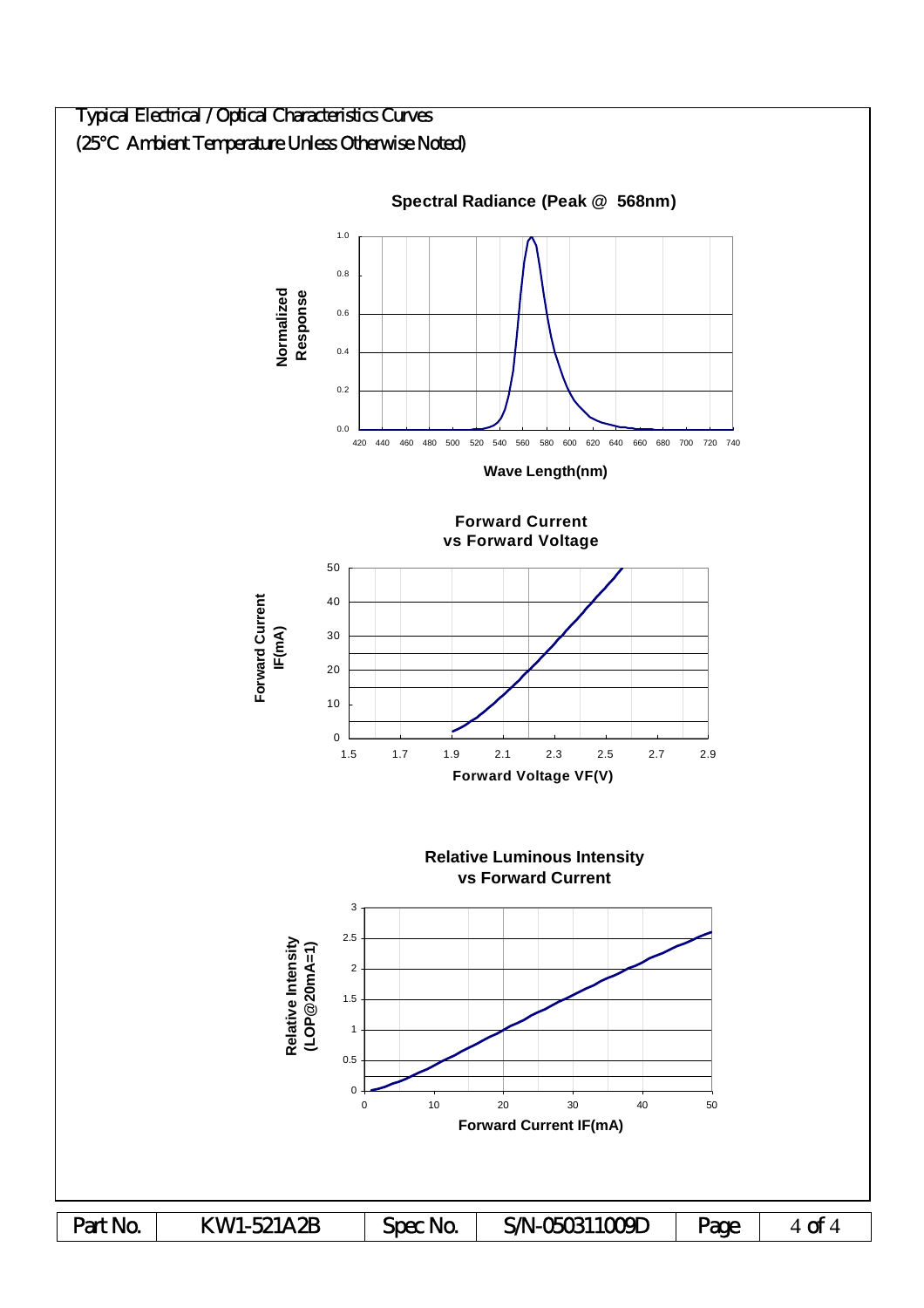# Typical Electrical / Optical Characteristics Curves
(25°C Ambient Temperature Unless Otherwise Noted)

Spectral Radiance (Peak @ 568nm)

Normalized Response

1.0
0.8
0.6
0.4
0.2
0.0

420 440 460 480 500 520 540 560 580 600 620 640 660 680 700 720 740

Wave Length(nm)

Forward Current vs Forward Voltage

Forward Current IF(mA)

50
40
30
20
10
0

1.5 1.7 1.9 2.1 2.3 2.5 2.7 2.9

Forward Voltage VF(V)

Relative Luminous Intensity vs Forward Current

Relative Intensity (LOP@20mA=1)

3
2.5
2
1.5
1
0.5
0

0 10 20 30 40 50

Forward Current IF(mA)

| | | | | | |
|---|---|---|---|---|---|
| Part No. | KW1-521A2B | Spec No. | S/N-050311009D | Page | 4 of 4 |